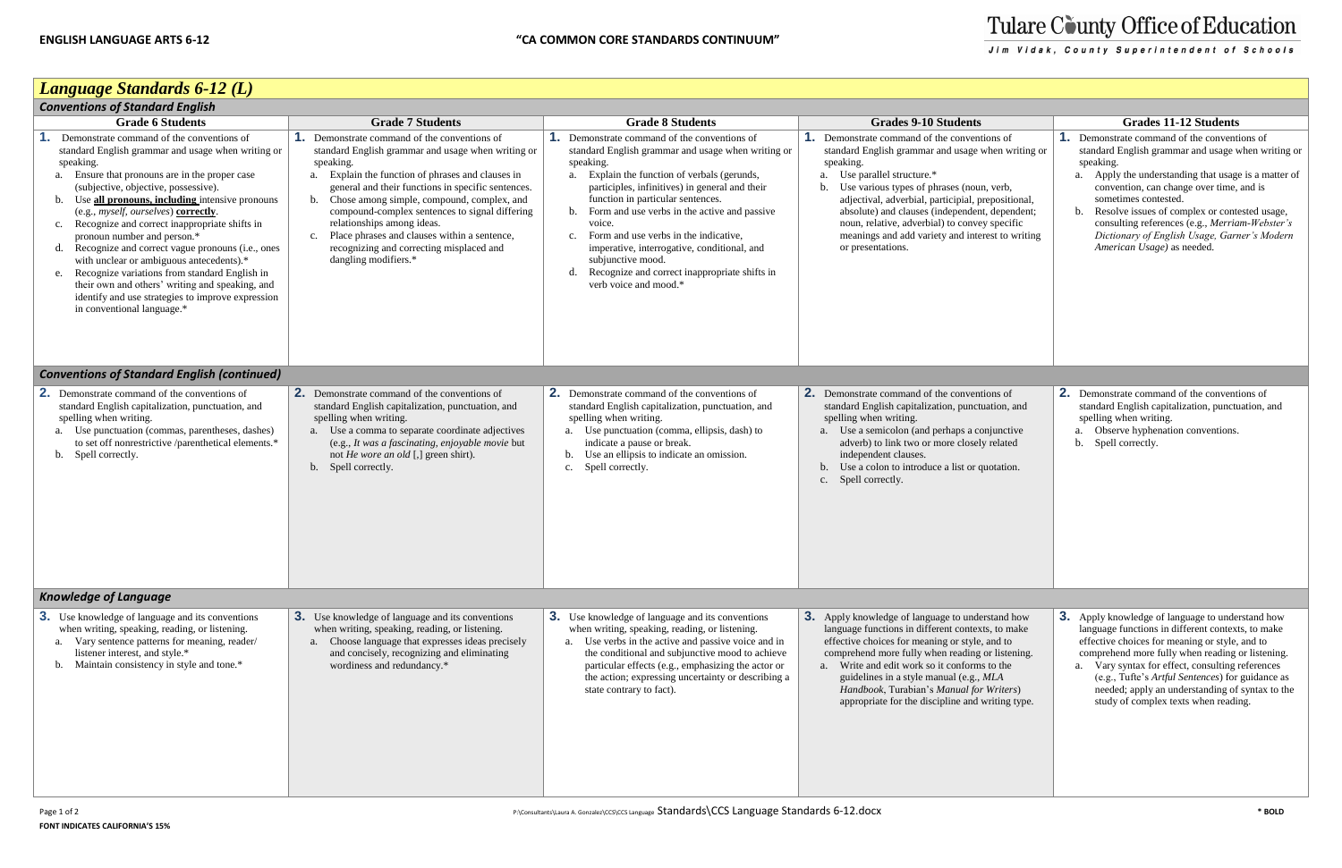**ENGLISH LANGUAGE ARTS 6-12** **"CA COMMON CORE STANDARDS CONTINUUM"**

Tulare County Office of Education
Jim Vidak, County Superintendent of Schools

# Language Standards 6-12 (L)

## Conventions of Standard English

| Grade 6 Students | Grade 7 Students | Grade 8 Students | Grades 9-10 Students | Grades 11-12 Students |
|---|---|---|---|---|
| **1.** Demonstrate command of the conventions of standard English grammar and usage when writing or speaking.<br>a. Ensure that pronouns are in the proper case (subjective, objective, possessive).<br>b. Use **all pronouns, including** intensive pronouns (e.g., *myself, ourselves*) **correctly**.<br>c. Recognize and correct inappropriate shifts in pronoun number and person.*<br>d. Recognize and correct vague pronouns (i.e., ones with unclear or ambiguous antecedents).*<br>e. Recognize variations from standard English in their own and others' writing and speaking, and identify and use strategies to improve expression in conventional language.* | **1.** Demonstrate command of the conventions of standard English grammar and usage when writing or speaking.<br>a. Explain the function of phrases and clauses in general and their functions in specific sentences.<br>b. Chose among simple, compound, complex, and compound-complex sentences to signal differing relationships among ideas.<br>c. Place phrases and clauses within a sentence, recognizing and correcting misplaced and dangling modifiers.* | **1.** Demonstrate command of the conventions of standard English grammar and usage when writing or speaking.<br>a. Explain the function of verbals (gerunds, participles, infinitives) in general and their function in particular sentences.<br>b. Form and use verbs in the active and passive voice.<br>c. Form and use verbs in the indicative, imperative, interrogative, conditional, and subjunctive mood.<br>d. Recognize and correct inappropriate shifts in verb voice and mood.* | **1.** Demonstrate command of the conventions of standard English grammar and usage when writing or speaking.<br>a. Use parallel structure.*<br>b. Use various types of phrases (noun, verb, adjectival, adverbial, participial, prepositional, absolute) and clauses (independent, dependent; noun, relative, adverbial) to convey specific meanings and add variety and interest to writing or presentations. | **1.** Demonstrate command of the conventions of standard English grammar and usage when writing or speaking.<br>a. Apply the understanding that usage is a matter of convention, can change over time, and is sometimes contested.<br>b. Resolve issues of complex or contested usage, consulting references (e.g., *Merriam-Webster's Dictionary of English Usage, Garner's Modern American Usage)* as needed. |

## Conventions of Standard English (continued)

| Grade 6 Students | Grade 7 Students | Grade 8 Students | Grades 9-10 Students | Grades 11-12 Students |
|---|---|---|---|---|
| **2.** Demonstrate command of the conventions of standard English capitalization, punctuation, and spelling when writing.<br>a. Use punctuation (commas, parentheses, dashes) to set off nonrestrictive /parenthetical elements.*<br>b. Spell correctly. | **2.** Demonstrate command of the conventions of standard English capitalization, punctuation, and spelling when writing.<br>a. Use a comma to separate coordinate adjectives (e.g., *It was a fascinating, enjoyable movie* but not *He wore an old* [,] green shirt).<br>b. Spell correctly. | **2.** Demonstrate command of the conventions of standard English capitalization, punctuation, and spelling when writing.<br>a. Use punctuation (comma, ellipsis, dash) to indicate a pause or break.<br>b. Use an ellipsis to indicate an omission.<br>c. Spell correctly. | **2.** Demonstrate command of the conventions of standard English capitalization, punctuation, and spelling when writing.<br>a. Use a semicolon (and perhaps a conjunctive adverb) to link two or more closely related independent clauses.<br>b. Use a colon to introduce a list or quotation.<br>c. Spell correctly. | **2.** Demonstrate command of the conventions of standard English capitalization, punctuation, and spelling when writing.<br>a. Observe hyphenation conventions.<br>b. Spell correctly. |

## Knowledge of Language

| Grade 6 Students | Grade 7 Students | Grade 8 Students | Grades 9-10 Students | Grades 11-12 Students |
|---|---|---|---|---|
| **3.** Use knowledge of language and its conventions when writing, speaking, reading, or listening.<br>a. Vary sentence patterns for meaning, reader/ listener interest, and style.*<br>b. Maintain consistency in style and tone.* | **3.** Use knowledge of language and its conventions when writing, speaking, reading, or listening.<br>a. Choose language that expresses ideas precisely and concisely, recognizing and eliminating wordiness and redundancy.* | **3.** Use knowledge of language and its conventions when writing, speaking, reading, or listening.<br>a. Use verbs in the active and passive voice and in the conditional and subjunctive mood to achieve particular effects (e.g., emphasizing the actor or the action; expressing uncertainty or describing a state contrary to fact). | **3.** Apply knowledge of language to understand how language functions in different contexts, to make effective choices for meaning or style, and to comprehend more fully when reading or listening.<br>a. Write and edit work so it conforms to the guidelines in a style manual (e.g., *MLA Handbook*, Turabian's *Manual for Writers*) appropriate for the discipline and writing type. | **3.** Apply knowledge of language to understand how language functions in different contexts, to make effective choices for meaning or style, and to comprehend more fully when reading or listening.<br>a. Vary syntax for effect, consulting references (e.g., Tufte's *Artful Sentences*) for guidance as needed; apply an understanding of syntax to the study of complex texts when reading. |

P:\Consultants\Laura A. Gonzalez\CCS\CCS Language Standards\CCS Language Standards 6-12.docx

**\* BOLD FONT INDICATES CALIFORNIA'S 15%**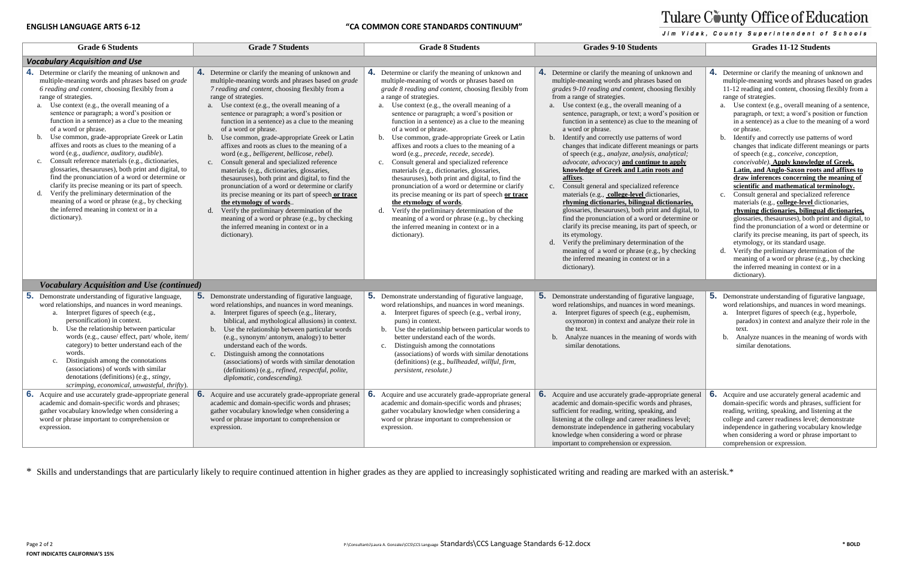**ENGLISH LANGUAGE ARTS 6-12** **"CA COMMON CORE STANDARDS CONTINUUM"**

Tulare County Office of Education
Jim Vidak, County Superintendent of Schools

| Grade 6 Students | Grade 7 Students | Grade 8 Students | Grades 9-10 Students | Grades 11-12 Students |
|---|---|---|---|---|
| ***Vocabulary Acquisition and Use*** | | | | |
| **4.** Determine or clarify the meaning of unknown and multiple-meaning words and phrases based on *grade 6 reading and content*, choosing flexibly from a range of strategies.<br>a. Use context (e.g., the overall meaning of a sentence or paragraph; a word's position or function in a sentence) as a clue to the meaning of a word or phrase.<br>b. Use common, grade-appropriate Greek or Latin affixes and roots as clues to the meaning of a word (e.g., *audience, auditory, audible*).<br>c. Consult reference materials (e.g., dictionaries, glossaries, thesauruses), both print and digital, to find the pronunciation of a word or determine or clarify its precise meaning or its part of speech.<br>d. Verify the preliminary determination of the meaning of a word or phrase (e.g., by checking the inferred meaning in context or in a dictionary). | **4.** Determine or clarify the meaning of unknown and multiple-meaning words and phrases based on *grade 7 reading and content*, choosing flexibly from a range of strategies.<br>a. Use context (e.g., the overall meaning of a sentence or paragraph; a word's position or function in a sentence) as a clue to the meaning of a word or phrase.<br>b. Use common, grade-appropriate Greek or Latin affixes and roots as clues to the meaning of a word (e.g., *belligerent, bellicose, rebel).*<br>c. Consult general and specialized reference materials (e.g., dictionaries, glossaries, thesauruses), both print and digital, to find the pronunciation of a word or determine or clarify its precise meaning or its part of speech **or trace the etymology of words**..<br>d. Verify the preliminary determination of the meaning of a word or phrase (e.g., by checking the inferred meaning in context or in a dictionary). | **4.** Determine or clarify the meaning of unknown and multiple-meaning of words or phrases based on *grade 8 reading and content*, choosing flexibly from a range of strategies.<br>a. Use context (e.g., the overall meaning of a sentence or paragraph; a word's position or function in a sentence) as a clue to the meaning of a word or phrase.<br>b. Use common, grade-appropriate Greek or Latin affixes and roots a clues to the meaning of a word (e.g., *precede, recede, secede*).<br>c. Consult general and specialized reference materials (e.g., dictionaries, glossaries, thesauruses), both print and digital, to find the pronunciation of a word or determine or clarify its precise meaning or its part of speech **or trace the etymology of words**.<br>d. Verify the preliminary determination of the meaning of a word or phrase (e.g., by checking the inferred meaning in context or in a dictionary). | **4.** Determine or clarify the meaning of unknown and multiple-meaning words and phrases based on *grades 9-10 reading and content*, choosing flexibly from a range of strategies.<br>a. Use context (e.g., the overall meaning of a sentence, paragraph, or text; a word's position or function in a sentence) as clue to the meaning of a word or phrase.<br>b. Identify and correctly use patterns of word changes that indicate different meanings or parts of speech (e.g., *analyze, analysis, analytical; advocate, advocacy*) **and continue to apply knowledge of Greek and Latin roots and affixes**.<br>c. Consult general and specialized reference materials (e.g., **college-level** dictionaries, **rhyming dictionaries, bilingual dictionaries,** glossaries, thesauruses), both print and digital, to find the pronunciation of a word or determine or clarify its precise meaning, its part of speech, or its etymology.<br>d. Verify the preliminary determination of the meaning of a word or phrase (e.g., by checking the inferred meaning in context or in a dictionary). | **4.** Determine or clarify the meaning of unknown and multiple-meaning words and phrases based on grades 11-12 reading and content, choosing flexibly from a range of strategies.<br>a. Use context (e.g., overall meaning of a sentence, paragraph, or text; a word's position or function in a sentence) as a clue to the meaning of a word or phrase.<br>b. Identify and correctly use patterns of word changes that indicate different meanings or parts of speech (e.g., *conceive, conception, conceivable)*. **Apply knowledge of Greek, Latin, and Anglo-Saxon roots and affixes to draw inferences concerning the meaning of scientific and mathematical terminology.**<br>c. Consult general and specialized reference materials (e.g., **college-level** dictionaries, **rhyming dictionaries, bilingual dictionaries,** glossaries, thesauruses), both print and digital, to find the pronunciation of a word or determine or clarify its precise meaning, its part of speech, its etymology, or its standard usage.<br>d. Verify the preliminary determination of the meaning of a word or phrase (e.g., by checking the inferred meaning in context or in a dictionary). |
| ***Vocabulary Acquisition and Use (continued)*** | | | | |
| **5.** Demonstrate understanding of figurative language, word relationships, and nuances in word meanings.<br>a. Interpret figures of speech (e.g., personification) in context.<br>b. Use the relationship between particular words (e.g., cause/ effect, part/ whole, item/ category) to better understand each of the words.<br>c. Distinguish among the connotations (associations) of words with similar denotations (definitions) (e.g., *stingy, scrimping, economical, unwasteful, thrifty*). | **5.** Demonstrate understanding of figurative language, word relationships, and nuances in word meanings.<br>a. Interpret figures of speech (e.g., literary, biblical, and mythological allusions) in context.<br>b. Use the relationship between particular words (e.g., synonym/ antonym, analogy) to better understand each of the words.<br>c. Distinguish among the connotations (associations) of words with similar denotation (definitions) (e.g., *refined, respectful, polite, diplomatic, condescending).* | **5.** Demonstrate understanding of figurative language, word relationships, and nuances in word meanings.<br>a. Interpret figures of speech (e.g., verbal irony, puns) in context.<br>b. Use the relationship between particular words to better understand each of the words.<br>c. Distinguish among the connotations (associations) of words with similar denotations (definitions) (e.g., *bullheaded, willful, firm, persistent, resolute.)* | **5.** Demonstrate understanding of figurative language, word relationships, and nuances in word meanings.<br>a. Interpret figures of speech (e.g., euphemism, oxymoron) in context and analyze their role in the text.<br>b. Analyze nuances in the meaning of words with similar denotations. | **5.** Demonstrate understanding of figurative language, word relationships, and nuances in word meanings.<br>a. Interpret figures of speech (e.g., hyperbole, paradox) in context and analyze their role in the text.<br>b. Analyze nuances in the meaning of words with similar denotations. |
| **6.** Acquire and use accurately grade-appropriate general academic and domain-specific words and phrases; gather vocabulary knowledge when considering a word or phrase important to comprehension or expression. | **6.** Acquire and use accurately grade-appropriate general academic and domain-specific words and phrases; gather vocabulary knowledge when considering a word or phrase important to comprehension or expression. | **6.** Acquire and use accurately grade-appropriate general academic and domain-specific words and phrases; gather vocabulary knowledge when considering a word or phrase important to comprehension or expression. | **6.** Acquire and use accurately grade-appropriate general academic and domain-specific words and phrases, sufficient for reading, writing, speaking, and listening at the college and career readiness level; demonstrate independence in gathering vocabulary knowledge when considering a word or phrase important to comprehension or expression. | **6.** Acquire and use accurately general academic and domain-specific words and phrases, sufficient for reading, writing, speaking, and listening at the college and career readiness level; demonstrate independence in gathering vocabulary knowledge when considering a word or phrase important to comprehension or expression. |

\* Skills and understandings that are particularly likely to require continued attention in higher grades as they are applied to increasingly sophisticated writing and reading are marked with an asterisk.*

P:\Consultants\Laura A. Gonzalez\CCS\CCS Language Standards\CCS Language Standards 6-12.docx

**FONT INDICATES CALIFORNIA'S 15%** * BOLD